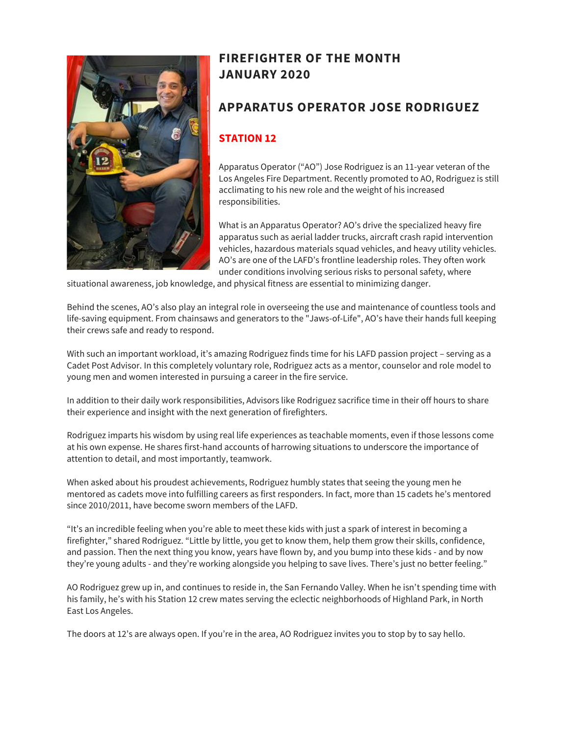# FIREFIGHTER OF THE MONTH JANUARY 2020

## APPARATUS OPERATOR JOSE RODRIGUEZ

### STATION 12

Apparatus Operator ("AO") Jose Rodriguez is an 11-year veteran of the Los Angeles Fire Department. Recently promoted to AO, Rodriguez is still acclimating to his new role and the weight of his increased responsibilities.

What is an Apparatus Operator? AO's drive the specialized heavy fire apparatus such as aerial ladder trucks, aircraft crash rapid intervention vehicles, hazardous materials squad vehicles, and heavy utility vehicles. AO's are one of the LAFD's frontline leadership roles. They often work under conditions involving serious risks to personal safety, where situational awareness, job knowledge, and physical fitness are essential to minimizing danger.

Behind the scenes, AO's also play an integral role in overseeing the use and maintenance of countless tools and life-saving equipment. From chainsaws and generators to the "Jaws-of-Life", AO's have their hands full keeping their crews safe and ready to respond.

With such an important workload, it's amazing Rodriguez finds time for his LAFD passion project – serving as a Cadet Post Advisor. In this completely voluntary role, Rodriguez acts as a mentor, counselor and role model to young men and women interested in pursuing a career in the fire service.

In addition to their daily work responsibilities, Advisors like Rodriguez sacrifice time in their off hours to share their experience and insight with the next generation of firefighters.

Rodriguez imparts his wisdom by using real life experiences as teachable moments, even if those lessons come at his own expense. He shares first-hand accounts of harrowing situations to underscore the importance of attention to detail, and most importantly, teamwork.

When asked about his proudest achievements, Rodriguez humbly states that seeing the young men he mentored as cadets move into fulfilling careers as first responders. In fact, more than 15 cadets he's mentored since 2010/2011, have become sworn members of the LAFD.

"It's an incredible feeling when you're able to meet these kids with just a spark of interest in becoming a firefighter," shared Rodriguez. "Little by little, you get to know them, help them grow their skills, confidence, and passion. Then the next thing you know, years have flown by, and you bump into these kids - and by now they're young adults - and they're working alongside you helping to save lives. There's just no better feeling."

AO Rodriguez grew up in, and continues to reside in, the San Fernando Valley. When he isn't spending time with his family, he's with his Station 12 crew mates serving the eclectic neighborhoods of Highland Park, in North East Los Angeles.

The doors at 12's are always open. If you're in the area, AO Rodriguez invites you to stop by to say hello.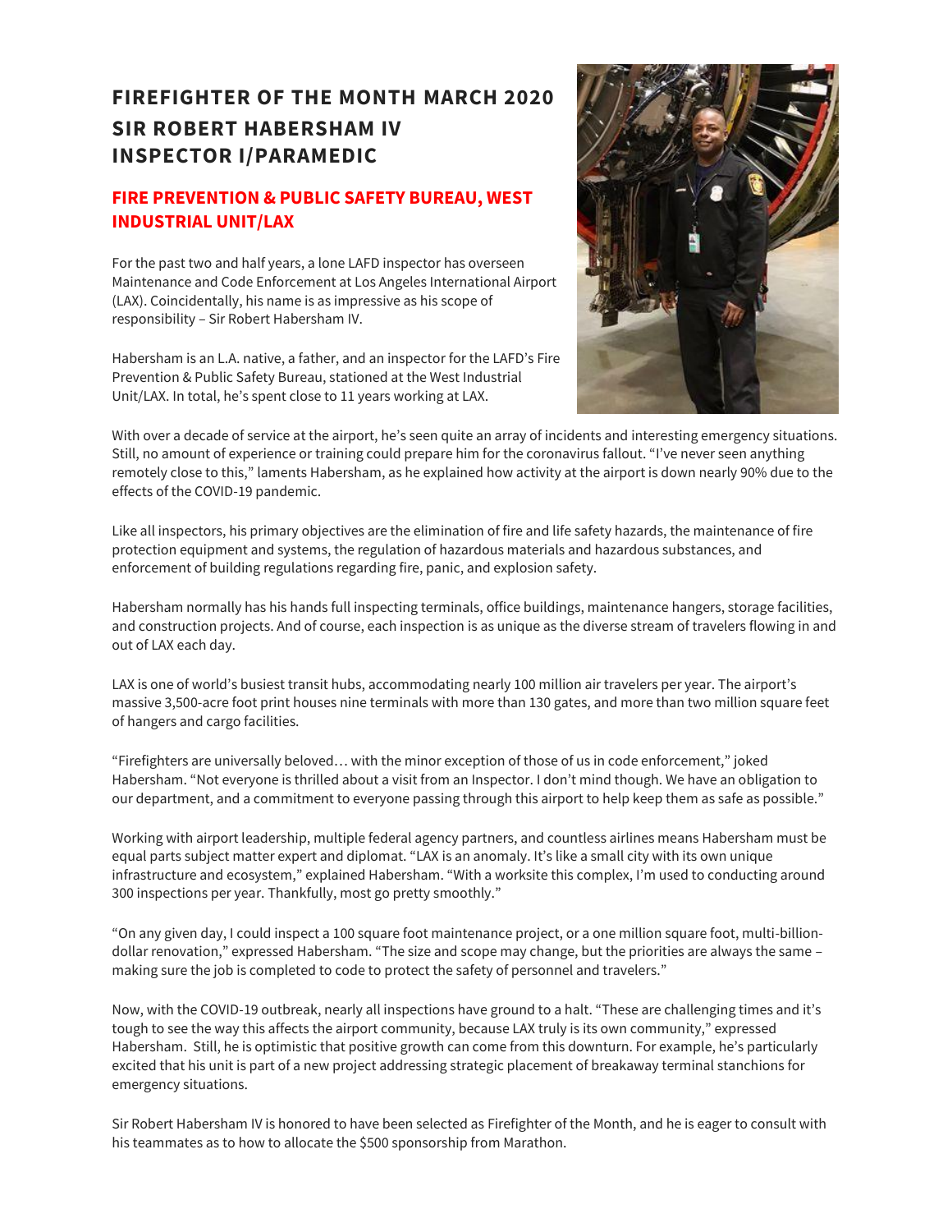# FIREFIGHTER OF THE MONTH MARCH 2020
# SIR ROBERT HABERSHAM IV
# INSPECTOR I/PARAMEDIC

## FIRE PREVENTION & PUBLIC SAFETY BUREAU, WEST INDUSTRIAL UNIT/LAX

For the past two and half years, a lone LAFD inspector has overseen Maintenance and Code Enforcement at Los Angeles International Airport (LAX). Coincidentally, his name is as impressive as his scope of responsibility – Sir Robert Habersham IV.

Habersham is an L.A. native, a father, and an inspector for the LAFD's Fire Prevention & Public Safety Bureau, stationed at the West Industrial Unit/LAX. In total, he's spent close to 11 years working at LAX.

With over a decade of service at the airport, he's seen quite an array of incidents and interesting emergency situations. Still, no amount of experience or training could prepare him for the coronavirus fallout. "I've never seen anything remotely close to this," laments Habersham, as he explained how activity at the airport is down nearly 90% due to the effects of the COVID-19 pandemic.

Like all inspectors, his primary objectives are the elimination of fire and life safety hazards, the maintenance of fire protection equipment and systems, the regulation of hazardous materials and hazardous substances, and enforcement of building regulations regarding fire, panic, and explosion safety.

Habersham normally has his hands full inspecting terminals, office buildings, maintenance hangers, storage facilities, and construction projects. And of course, each inspection is as unique as the diverse stream of travelers flowing in and out of LAX each day.

LAX is one of world's busiest transit hubs, accommodating nearly 100 million air travelers per year. The airport's massive 3,500-acre foot print houses nine terminals with more than 130 gates, and more than two million square feet of hangers and cargo facilities.

"Firefighters are universally beloved… with the minor exception of those of us in code enforcement," joked Habersham. "Not everyone is thrilled about a visit from an Inspector. I don't mind though. We have an obligation to our department, and a commitment to everyone passing through this airport to help keep them as safe as possible."

Working with airport leadership, multiple federal agency partners, and countless airlines means Habersham must be equal parts subject matter expert and diplomat. "LAX is an anomaly. It's like a small city with its own unique infrastructure and ecosystem," explained Habersham. "With a worksite this complex, I'm used to conducting around 300 inspections per year. Thankfully, most go pretty smoothly."

"On any given day, I could inspect a 100 square foot maintenance project, or a one million square foot, multi-billion-dollar renovation," expressed Habersham. "The size and scope may change, but the priorities are always the same – making sure the job is completed to code to protect the safety of personnel and travelers."

Now, with the COVID-19 outbreak, nearly all inspections have ground to a halt. "These are challenging times and it's tough to see the way this affects the airport community, because LAX truly is its own community," expressed Habersham. Still, he is optimistic that positive growth can come from this downturn. For example, he's particularly excited that his unit is part of a new project addressing strategic placement of breakaway terminal stanchions for emergency situations.

Sir Robert Habersham IV is honored to have been selected as Firefighter of the Month, and he is eager to consult with his teammates as to how to allocate the $500 sponsorship from Marathon.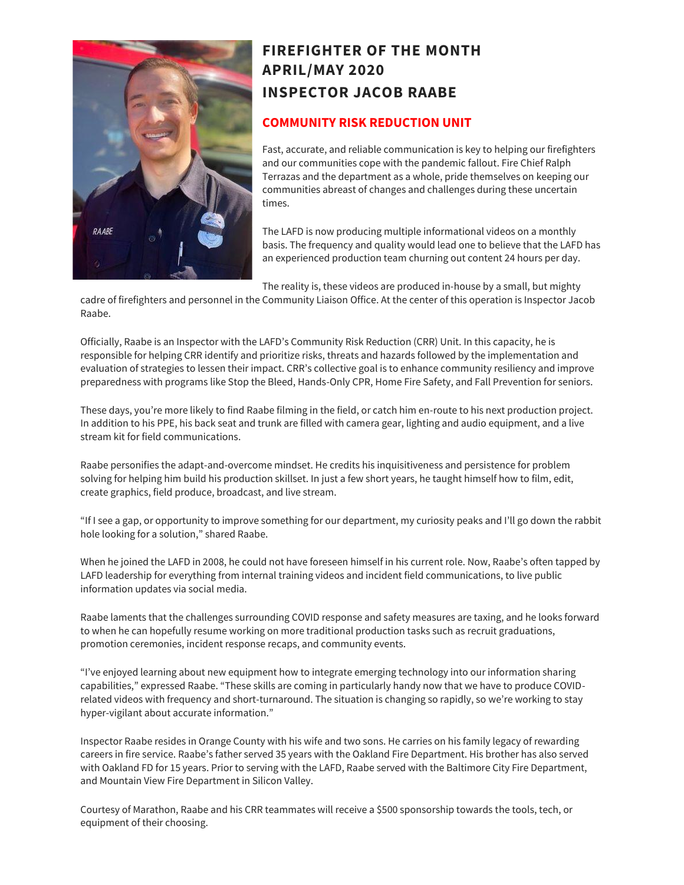# FIREFIGHTER OF THE MONTH
# APRIL/MAY 2020
# INSPECTOR JACOB RAABE

## COMMUNITY RISK REDUCTION UNIT

Fast, accurate, and reliable communication is key to helping our firefighters and our communities cope with the pandemic fallout. Fire Chief Ralph Terrazas and the department as a whole, pride themselves on keeping our communities abreast of changes and challenges during these uncertain times.

The LAFD is now producing multiple informational videos on a monthly basis. The frequency and quality would lead one to believe that the LAFD has an experienced production team churning out content 24 hours per day.

The reality is, these videos are produced in-house by a small, but mighty cadre of firefighters and personnel in the Community Liaison Office. At the center of this operation is Inspector Jacob Raabe.

Officially, Raabe is an Inspector with the LAFD's Community Risk Reduction (CRR) Unit. In this capacity, he is responsible for helping CRR identify and prioritize risks, threats and hazards followed by the implementation and evaluation of strategies to lessen their impact. CRR's collective goal is to enhance community resiliency and improve preparedness with programs like Stop the Bleed, Hands-Only CPR, Home Fire Safety, and Fall Prevention for seniors.

These days, you're more likely to find Raabe filming in the field, or catch him en-route to his next production project. In addition to his PPE, his back seat and trunk are filled with camera gear, lighting and audio equipment, and a live stream kit for field communications.

Raabe personifies the adapt-and-overcome mindset. He credits his inquisitiveness and persistence for problem solving for helping him build his production skillset. In just a few short years, he taught himself how to film, edit, create graphics, field produce, broadcast, and live stream.

"If I see a gap, or opportunity to improve something for our department, my curiosity peaks and I'll go down the rabbit hole looking for a solution," shared Raabe.

When he joined the LAFD in 2008, he could not have foreseen himself in his current role. Now, Raabe's often tapped by LAFD leadership for everything from internal training videos and incident field communications, to live public information updates via social media.

Raabe laments that the challenges surrounding COVID response and safety measures are taxing, and he looks forward to when he can hopefully resume working on more traditional production tasks such as recruit graduations, promotion ceremonies, incident response recaps, and community events.

"I've enjoyed learning about new equipment how to integrate emerging technology into our information sharing capabilities," expressed Raabe. "These skills are coming in particularly handy now that we have to produce COVID-related videos with frequency and short-turnaround. The situation is changing so rapidly, so we're working to stay hyper-vigilant about accurate information."

Inspector Raabe resides in Orange County with his wife and two sons. He carries on his family legacy of rewarding careers in fire service. Raabe's father served 35 years with the Oakland Fire Department. His brother has also served with Oakland FD for 15 years. Prior to serving with the LAFD, Raabe served with the Baltimore City Fire Department, and Mountain View Fire Department in Silicon Valley.

Courtesy of Marathon, Raabe and his CRR teammates will receive a $500 sponsorship towards the tools, tech, or equipment of their choosing.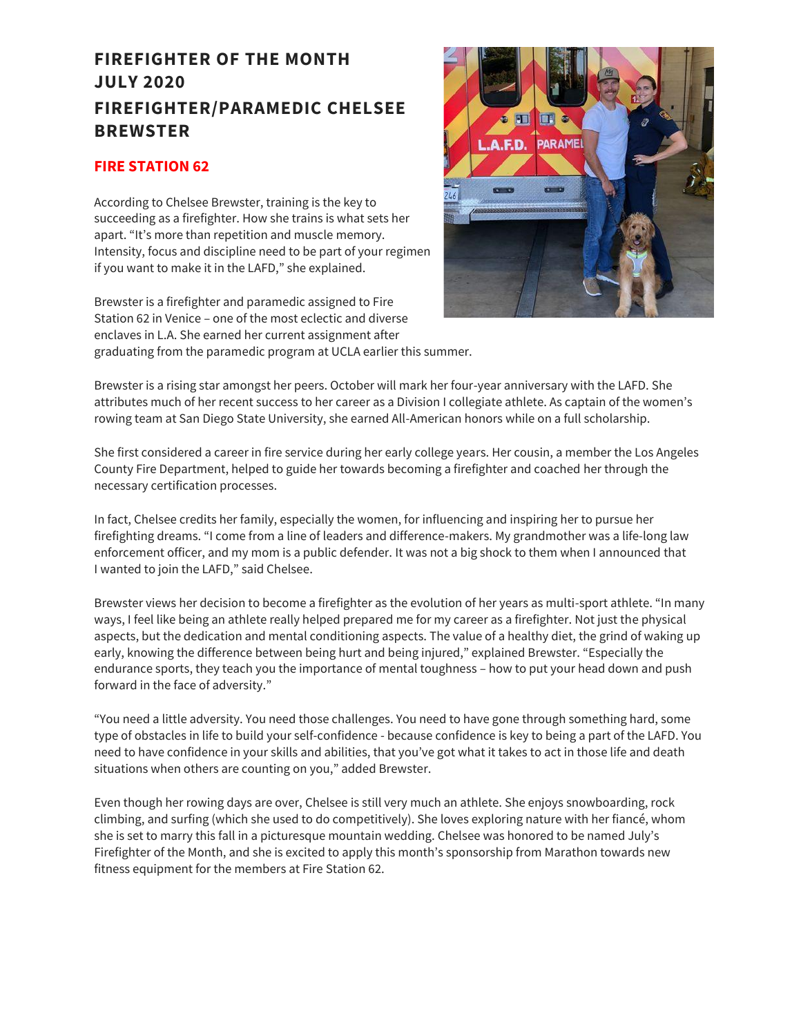# FIREFIGHTER OF THE MONTH JULY 2020

# FIREFIGHTER/PARAMEDIC CHELSEE BREWSTER

## FIRE STATION 62

According to Chelsee Brewster, training is the key to succeeding as a firefighter. How she trains is what sets her apart. "It's more than repetition and muscle memory. Intensity, focus and discipline need to be part of your regimen if you want to make it in the LAFD," she explained.

Brewster is a firefighter and paramedic assigned to Fire Station 62 in Venice – one of the most eclectic and diverse enclaves in L.A. She earned her current assignment after graduating from the paramedic program at UCLA earlier this summer.

Brewster is a rising star amongst her peers. October will mark her four-year anniversary with the LAFD. She attributes much of her recent success to her career as a Division I collegiate athlete. As captain of the women's rowing team at San Diego State University, she earned All-American honors while on a full scholarship.

She first considered a career in fire service during her early college years. Her cousin, a member the Los Angeles County Fire Department, helped to guide her towards becoming a firefighter and coached her through the necessary certification processes.

In fact, Chelsee credits her family, especially the women, for influencing and inspiring her to pursue her firefighting dreams. "I come from a line of leaders and difference-makers. My grandmother was a life-long law enforcement officer, and my mom is a public defender. It was not a big shock to them when I announced that I wanted to join the LAFD," said Chelsee.

Brewster views her decision to become a firefighter as the evolution of her years as multi-sport athlete. "In many ways, I feel like being an athlete really helped prepared me for my career as a firefighter. Not just the physical aspects, but the dedication and mental conditioning aspects. The value of a healthy diet, the grind of waking up early, knowing the difference between being hurt and being injured," explained Brewster. "Especially the endurance sports, they teach you the importance of mental toughness – how to put your head down and push forward in the face of adversity."

"You need a little adversity. You need those challenges. You need to have gone through something hard, some type of obstacles in life to build your self-confidence - because confidence is key to being a part of the LAFD. You need to have confidence in your skills and abilities, that you've got what it takes to act in those life and death situations when others are counting on you," added Brewster.

Even though her rowing days are over, Chelsee is still very much an athlete. She enjoys snowboarding, rock climbing, and surfing (which she used to do competitively). She loves exploring nature with her fiancé, whom she is set to marry this fall in a picturesque mountain wedding. Chelsee was honored to be named July's Firefighter of the Month, and she is excited to apply this month's sponsorship from Marathon towards new fitness equipment for the members at Fire Station 62.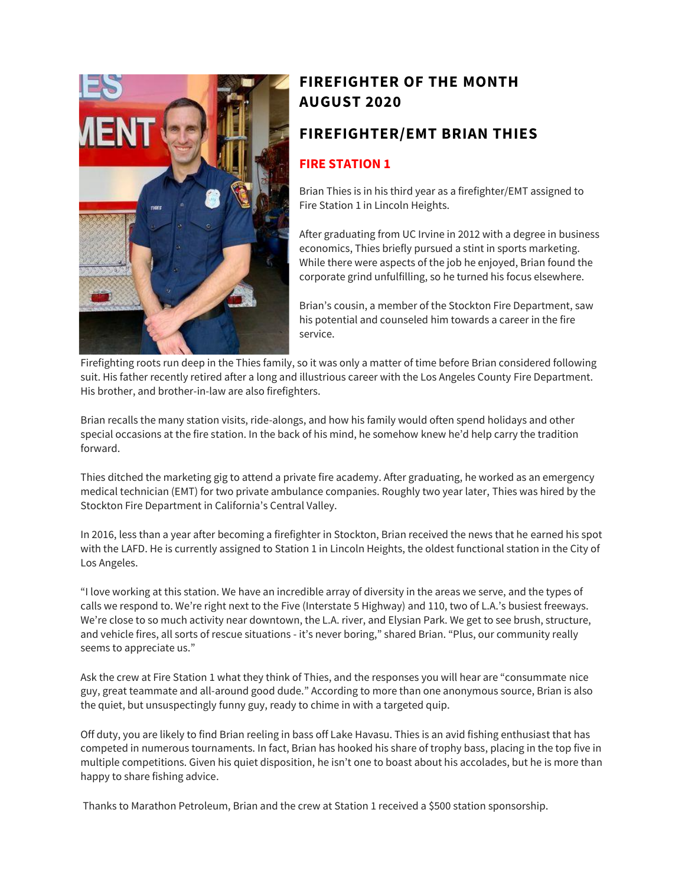# FIREFIGHTER OF THE MONTH AUGUST 2020

## FIREFIGHTER/EMT BRIAN THIES

### FIRE STATION 1

Brian Thies is in his third year as a firefighter/EMT assigned to Fire Station 1 in Lincoln Heights.

After graduating from UC Irvine in 2012 with a degree in business economics, Thies briefly pursued a stint in sports marketing. While there were aspects of the job he enjoyed, Brian found the corporate grind unfulfilling, so he turned his focus elsewhere.

Brian's cousin, a member of the Stockton Fire Department, saw his potential and counseled him towards a career in the fire service.

Firefighting roots run deep in the Thies family, so it was only a matter of time before Brian considered following suit. His father recently retired after a long and illustrious career with the Los Angeles County Fire Department. His brother, and brother-in-law are also firefighters.

Brian recalls the many station visits, ride-alongs, and how his family would often spend holidays and other special occasions at the fire station. In the back of his mind, he somehow knew he'd help carry the tradition forward.

Thies ditched the marketing gig to attend a private fire academy. After graduating, he worked as an emergency medical technician (EMT) for two private ambulance companies. Roughly two year later, Thies was hired by the Stockton Fire Department in California's Central Valley.

In 2016, less than a year after becoming a firefighter in Stockton, Brian received the news that he earned his spot with the LAFD. He is currently assigned to Station 1 in Lincoln Heights, the oldest functional station in the City of Los Angeles.

"I love working at this station. We have an incredible array of diversity in the areas we serve, and the types of calls we respond to. We're right next to the Five (Interstate 5 Highway) and 110, two of L.A.'s busiest freeways. We're close to so much activity near downtown, the L.A. river, and Elysian Park. We get to see brush, structure, and vehicle fires, all sorts of rescue situations - it's never boring," shared Brian. "Plus, our community really seems to appreciate us."

Ask the crew at Fire Station 1 what they think of Thies, and the responses you will hear are "consummate nice guy, great teammate and all-around good dude." According to more than one anonymous source, Brian is also the quiet, but unsuspectingly funny guy, ready to chime in with a targeted quip.

Off duty, you are likely to find Brian reeling in bass off Lake Havasu. Thies is an avid fishing enthusiast that has competed in numerous tournaments. In fact, Brian has hooked his share of trophy bass, placing in the top five in multiple competitions. Given his quiet disposition, he isn't one to boast about his accolades, but he is more than happy to share fishing advice.

Thanks to Marathon Petroleum, Brian and the crew at Station 1 received a $500 station sponsorship.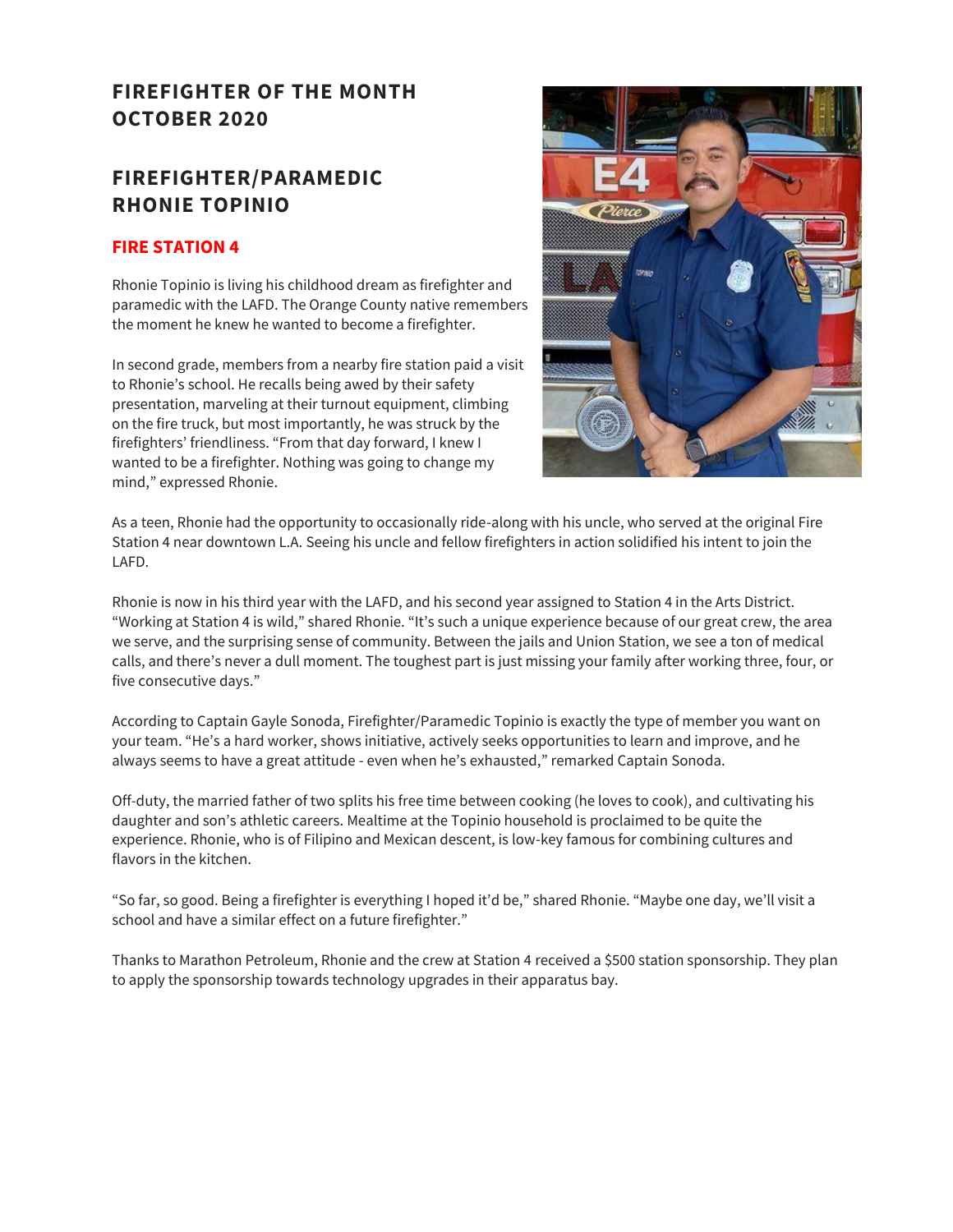# FIREFIGHTER OF THE MONTH OCTOBER 2020

## FIREFIGHTER/PARAMEDIC RHONIE TOPINIO

### FIRE STATION 4

Rhonie Topinio is living his childhood dream as firefighter and paramedic with the LAFD. The Orange County native remembers the moment he knew he wanted to become a firefighter.

In second grade, members from a nearby fire station paid a visit to Rhonie's school. He recalls being awed by their safety presentation, marveling at their turnout equipment, climbing on the fire truck, but most importantly, he was struck by the firefighters' friendliness. "From that day forward, I knew I wanted to be a firefighter. Nothing was going to change my mind," expressed Rhonie.

As a teen, Rhonie had the opportunity to occasionally ride-along with his uncle, who served at the original Fire Station 4 near downtown L.A. Seeing his uncle and fellow firefighters in action solidified his intent to join the LAFD.

Rhonie is now in his third year with the LAFD, and his second year assigned to Station 4 in the Arts District. "Working at Station 4 is wild," shared Rhonie. "It's such a unique experience because of our great crew, the area we serve, and the surprising sense of community. Between the jails and Union Station, we see a ton of medical calls, and there's never a dull moment. The toughest part is just missing your family after working three, four, or five consecutive days."

According to Captain Gayle Sonoda, Firefighter/Paramedic Topinio is exactly the type of member you want on your team. "He's a hard worker, shows initiative, actively seeks opportunities to learn and improve, and he always seems to have a great attitude - even when he's exhausted," remarked Captain Sonoda.

Off-duty, the married father of two splits his free time between cooking (he loves to cook), and cultivating his daughter and son's athletic careers. Mealtime at the Topinio household is proclaimed to be quite the experience. Rhonie, who is of Filipino and Mexican descent, is low-key famous for combining cultures and flavors in the kitchen.

"So far, so good. Being a firefighter is everything I hoped it'd be," shared Rhonie. "Maybe one day, we'll visit a school and have a similar effect on a future firefighter."

Thanks to Marathon Petroleum, Rhonie and the crew at Station 4 received a $500 station sponsorship. They plan to apply the sponsorship towards technology upgrades in their apparatus bay.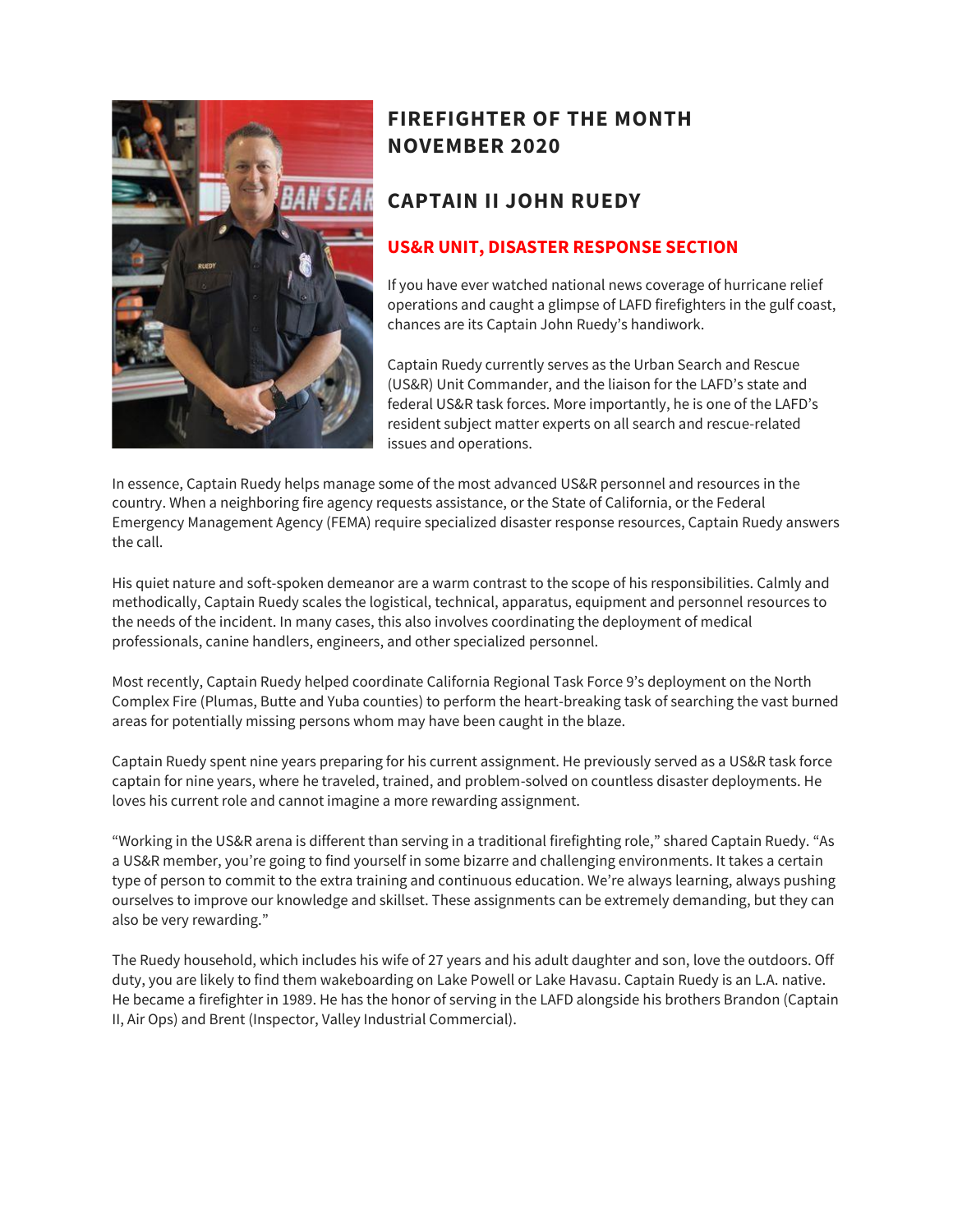# FIREFIGHTER OF THE MONTH NOVEMBER 2020

## CAPTAIN II JOHN RUEDY

### US&R UNIT, DISASTER RESPONSE SECTION

If you have ever watched national news coverage of hurricane relief operations and caught a glimpse of LAFD firefighters in the gulf coast, chances are its Captain John Ruedy's handiwork.

Captain Ruedy currently serves as the Urban Search and Rescue (US&R) Unit Commander, and the liaison for the LAFD's state and federal US&R task forces. More importantly, he is one of the LAFD's resident subject matter experts on all search and rescue-related issues and operations.

In essence, Captain Ruedy helps manage some of the most advanced US&R personnel and resources in the country. When a neighboring fire agency requests assistance, or the State of California, or the Federal Emergency Management Agency (FEMA) require specialized disaster response resources, Captain Ruedy answers the call.

His quiet nature and soft-spoken demeanor are a warm contrast to the scope of his responsibilities. Calmly and methodically, Captain Ruedy scales the logistical, technical, apparatus, equipment and personnel resources to the needs of the incident. In many cases, this also involves coordinating the deployment of medical professionals, canine handlers, engineers, and other specialized personnel.

Most recently, Captain Ruedy helped coordinate California Regional Task Force 9's deployment on the North Complex Fire (Plumas, Butte and Yuba counties) to perform the heart-breaking task of searching the vast burned areas for potentially missing persons whom may have been caught in the blaze.

Captain Ruedy spent nine years preparing for his current assignment. He previously served as a US&R task force captain for nine years, where he traveled, trained, and problem-solved on countless disaster deployments. He loves his current role and cannot imagine a more rewarding assignment.

"Working in the US&R arena is different than serving in a traditional firefighting role," shared Captain Ruedy. "As a US&R member, you're going to find yourself in some bizarre and challenging environments. It takes a certain type of person to commit to the extra training and continuous education. We're always learning, always pushing ourselves to improve our knowledge and skillset. These assignments can be extremely demanding, but they can also be very rewarding."

The Ruedy household, which includes his wife of 27 years and his adult daughter and son, love the outdoors. Off duty, you are likely to find them wakeboarding on Lake Powell or Lake Havasu. Captain Ruedy is an L.A. native. He became a firefighter in 1989. He has the honor of serving in the LAFD alongside his brothers Brandon (Captain II, Air Ops) and Brent (Inspector, Valley Industrial Commercial).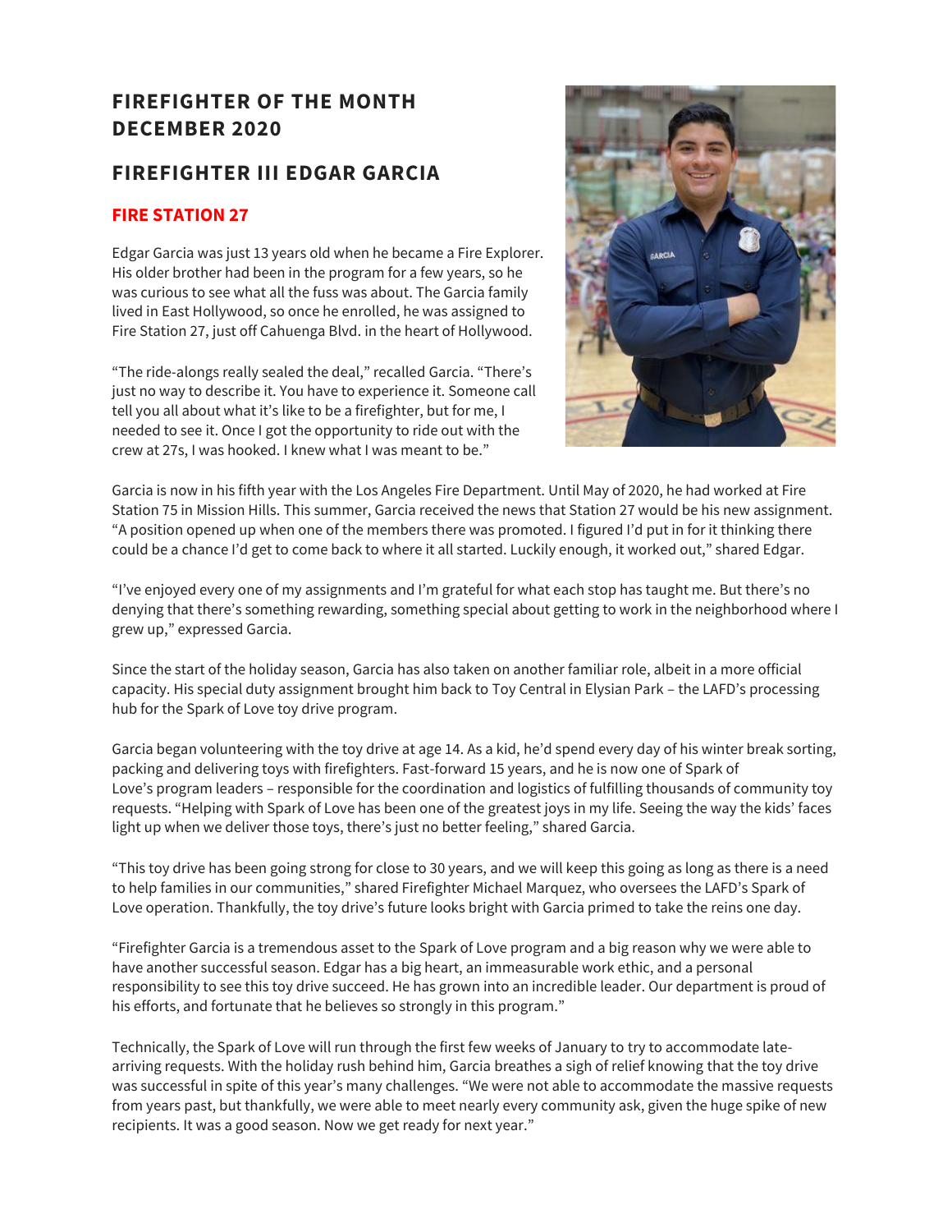# FIREFIGHTER OF THE MONTH DECEMBER 2020

## FIREFIGHTER III EDGAR GARCIA

### FIRE STATION 27

Edgar Garcia was just 13 years old when he became a Fire Explorer. His older brother had been in the program for a few years, so he was curious to see what all the fuss was about. The Garcia family lived in East Hollywood, so once he enrolled, he was assigned to Fire Station 27, just off Cahuenga Blvd. in the heart of Hollywood.

"The ride-alongs really sealed the deal," recalled Garcia. "There's just no way to describe it. You have to experience it. Someone call tell you all about what it's like to be a firefighter, but for me, I needed to see it. Once I got the opportunity to ride out with the crew at 27s, I was hooked. I knew what I was meant to be."

Garcia is now in his fifth year with the Los Angeles Fire Department. Until May of 2020, he had worked at Fire Station 75 in Mission Hills. This summer, Garcia received the news that Station 27 would be his new assignment. "A position opened up when one of the members there was promoted. I figured I'd put in for it thinking there could be a chance I'd get to come back to where it all started. Luckily enough, it worked out," shared Edgar.

"I've enjoyed every one of my assignments and I'm grateful for what each stop has taught me. But there's no denying that there's something rewarding, something special about getting to work in the neighborhood where I grew up," expressed Garcia.

Since the start of the holiday season, Garcia has also taken on another familiar role, albeit in a more official capacity. His special duty assignment brought him back to Toy Central in Elysian Park – the LAFD's processing hub for the Spark of Love toy drive program.

Garcia began volunteering with the toy drive at age 14. As a kid, he'd spend every day of his winter break sorting, packing and delivering toys with firefighters. Fast-forward 15 years, and he is now one of Spark of Love's program leaders – responsible for the coordination and logistics of fulfilling thousands of community toy requests. "Helping with Spark of Love has been one of the greatest joys in my life. Seeing the way the kids' faces light up when we deliver those toys, there's just no better feeling," shared Garcia.

"This toy drive has been going strong for close to 30 years, and we will keep this going as long as there is a need to help families in our communities," shared Firefighter Michael Marquez, who oversees the LAFD's Spark of Love operation. Thankfully, the toy drive's future looks bright with Garcia primed to take the reins one day.

"Firefighter Garcia is a tremendous asset to the Spark of Love program and a big reason why we were able to have another successful season. Edgar has a big heart, an immeasurable work ethic, and a personal responsibility to see this toy drive succeed. He has grown into an incredible leader. Our department is proud of his efforts, and fortunate that he believes so strongly in this program."

Technically, the Spark of Love will run through the first few weeks of January to try to accommodate late-arriving requests. With the holiday rush behind him, Garcia breathes a sigh of relief knowing that the toy drive was successful in spite of this year's many challenges. "We were not able to accommodate the massive requests from years past, but thankfully, we were able to meet nearly every community ask, given the huge spike of new recipients. It was a good season. Now we get ready for next year."